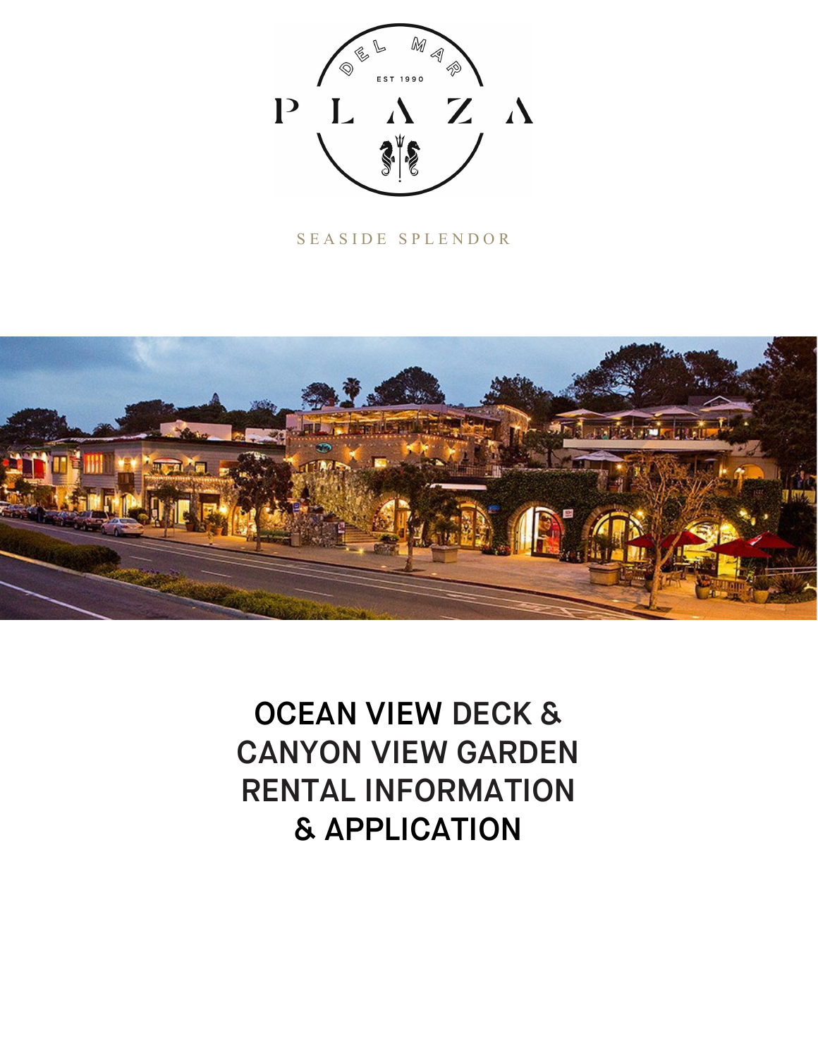DEL MAR

EST 1990

PLAZA

SEASIDE SPLENDOR

# OCEAN VIEW DECK & CANYON VIEW GARDEN RENTAL INFORMATION & APPLICATION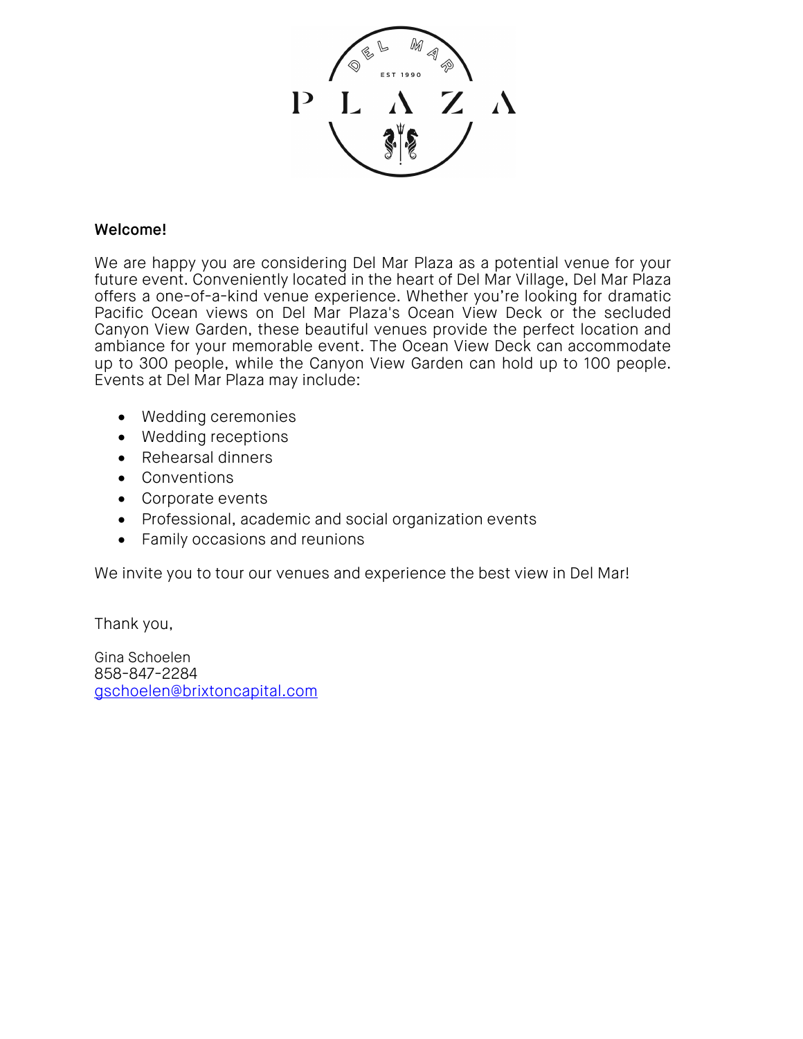**Welcome!**

We are happy you are considering Del Mar Plaza as a potential venue for your future event. Conveniently located in the heart of Del Mar Village, Del Mar Plaza offers a one-of-a-kind venue experience. Whether you're looking for dramatic Pacific Ocean views on Del Mar Plaza's Ocean View Deck or the secluded Canyon View Garden, these beautiful venues provide the perfect location and ambiance for your memorable event. The Ocean View Deck can accommodate up to 300 people, while the Canyon View Garden can hold up to 100 people. Events at Del Mar Plaza may include:

- Wedding ceremonies
- Wedding receptions
- Rehearsal dinners
- Conventions
- Corporate events
- Professional, academic and social organization events
- Family occasions and reunions

We invite you to tour our venues and experience the best view in Del Mar!

Thank you,

Gina Schoelen
858-847-2284
gschoelen@brixtoncapital.com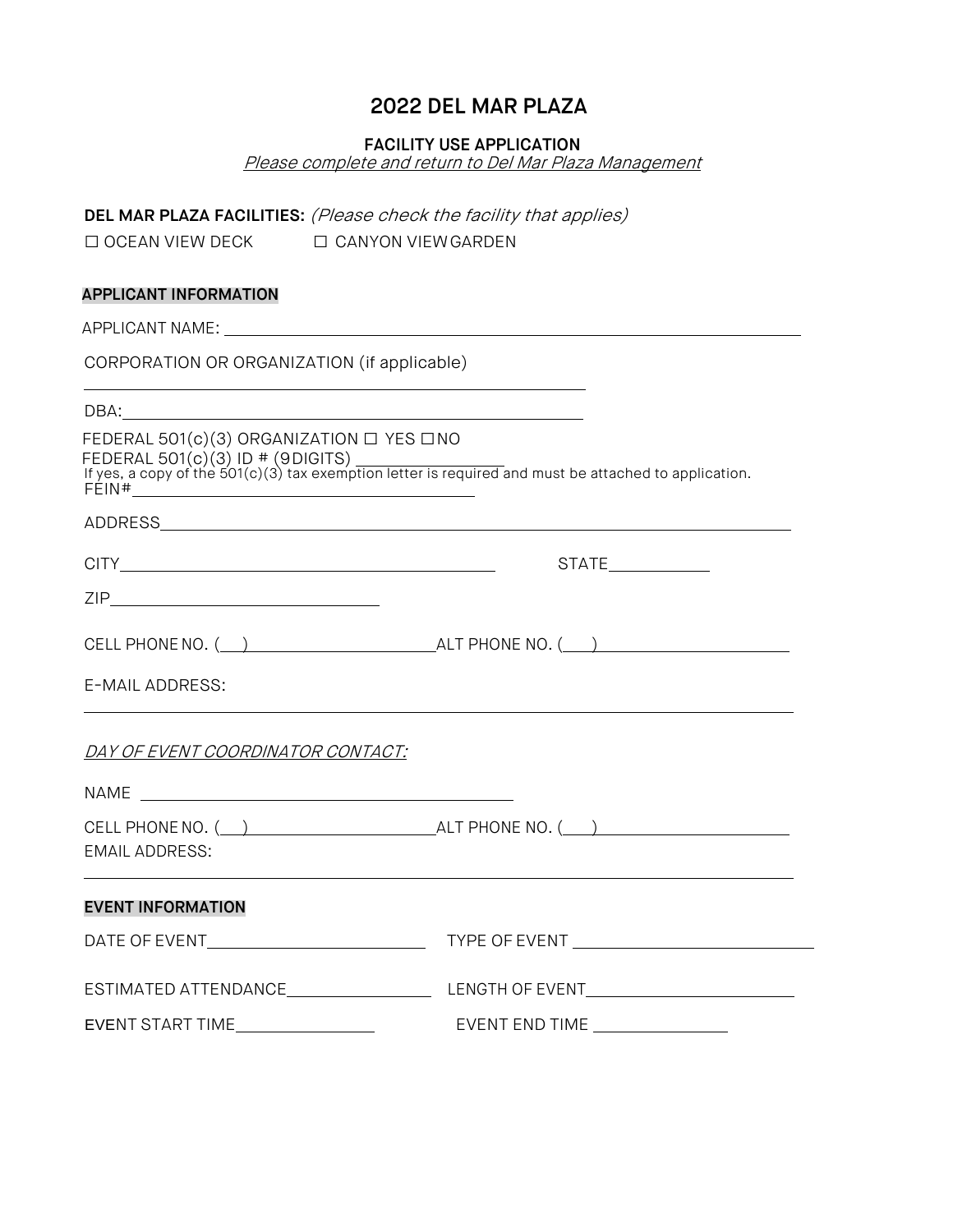# 2022 DEL MAR PLAZA

## FACILITY USE APPLICATION

*Please complete and return to Del Mar Plaza Management*

**DEL MAR PLAZA FACILITIES:** *(Please check the facility that applies)*

☐ OCEAN VIEW DECK ☐ CANYON VIEW GARDEN

**APPLICANT INFORMATION**

APPLICANT NAME: ______________________________________________

CORPORATION OR ORGANIZATION (if applicable)

______________________________________________

DBA: ______________________________________________

FEDERAL 501(c)(3) ORGANIZATION ☐ YES ☐ NO

FEDERAL 501(c)(3) ID # (9 DIGITS) ________________

If yes, a copy of the 501(c)(3) tax exemption letter is required and must be attached to application.

FEIN# ______________________________

ADDRESS ______________________________________________

CITY ______________________________ STATE __________

ZIP ______________________

CELL PHONE NO. (___) ____________________ ALT PHONE NO. (___) ____________________

E-MAIL ADDRESS:

______________________________________________

*DAY OF EVENT COORDINATOR CONTACT:*

NAME ______________________________

CELL PHONE NO. (___) ____________________ ALT PHONE NO. (___) ____________________

EMAIL ADDRESS:

______________________________________________

**EVENT INFORMATION**

DATE OF EVENT ____________________ TYPE OF EVENT ____________________

ESTIMATED ATTENDANCE ______________ LENGTH OF EVENT ____________________

EVENT START TIME ______________ EVENT END TIME ______________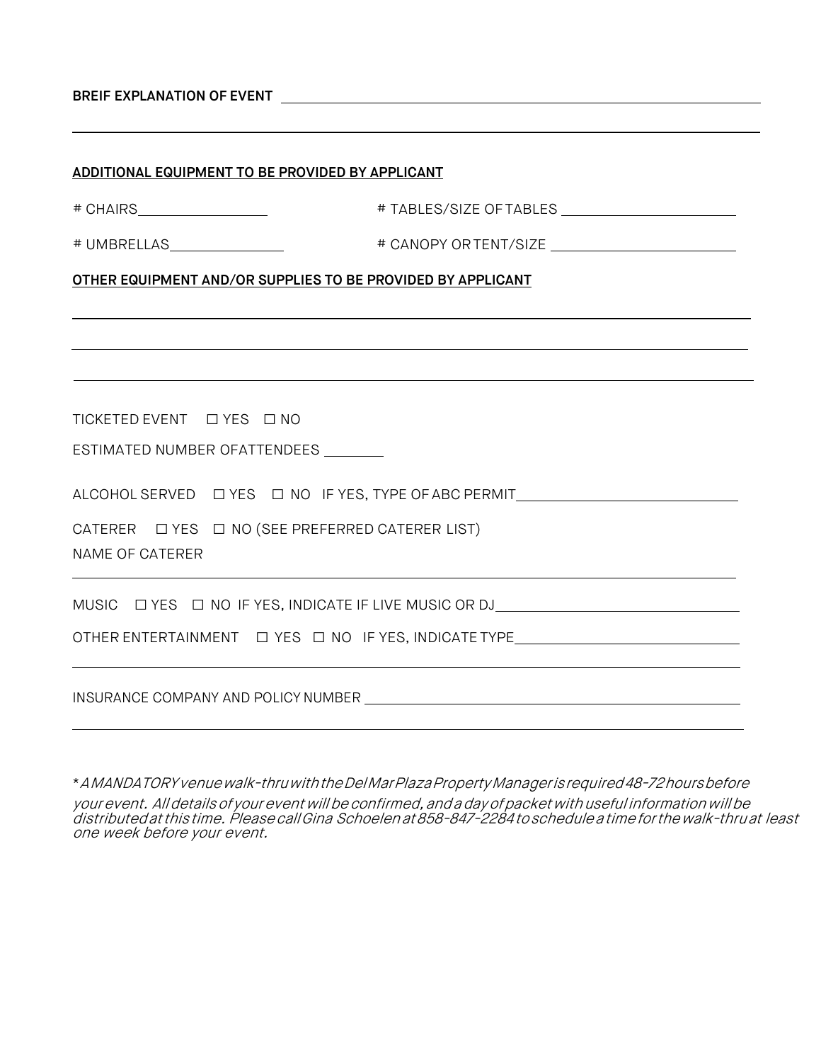**BREIF EXPLANATION OF EVENT** ______________________________________________

______________________________________________

**ADDITIONAL EQUIPMENT TO BE PROVIDED BY APPLICANT**

# CHAIRS________________ # TABLES/SIZE OF TABLES ______________________

# UMBRELLAS______________ # CANOPY OR TENT/SIZE ______________________

**OTHER EQUIPMENT AND/OR SUPPLIES TO BE PROVIDED BY APPLICANT**

______________________________________________

______________________________________________

______________________________________________

TICKETED EVENT ☐ YES ☐ NO

ESTIMATED NUMBER OFATTENDEES ________

ALCOHOL SERVED ☐ YES ☐ NO IF YES, TYPE OF ABC PERMIT__________________________

CATERER ☐ YES ☐ NO (SEE PREFERRED CATERER LIST)

NAME OF CATERER

______________________________________________

MUSIC ☐ YES ☐ NO IF YES, INDICATE IF LIVE MUSIC OR DJ______________________________

OTHER ENTERTAINMENT ☐ YES ☐ NO IF YES, INDICATE TYPE___________________________

______________________________________________

INSURANCE COMPANY AND POLICY NUMBER _______________________________________

______________________________________________

*\*A MANDATORY venue walk-thru with the Del Mar Plaza Property Manager is required 48-72 hours before your event. All details of your event will be confirmed, and a day of packet with useful information will be distributed at this time. Please call Gina Schoelen at 858-847-2284 to schedule a time for the walk-thru at least one week before your event.*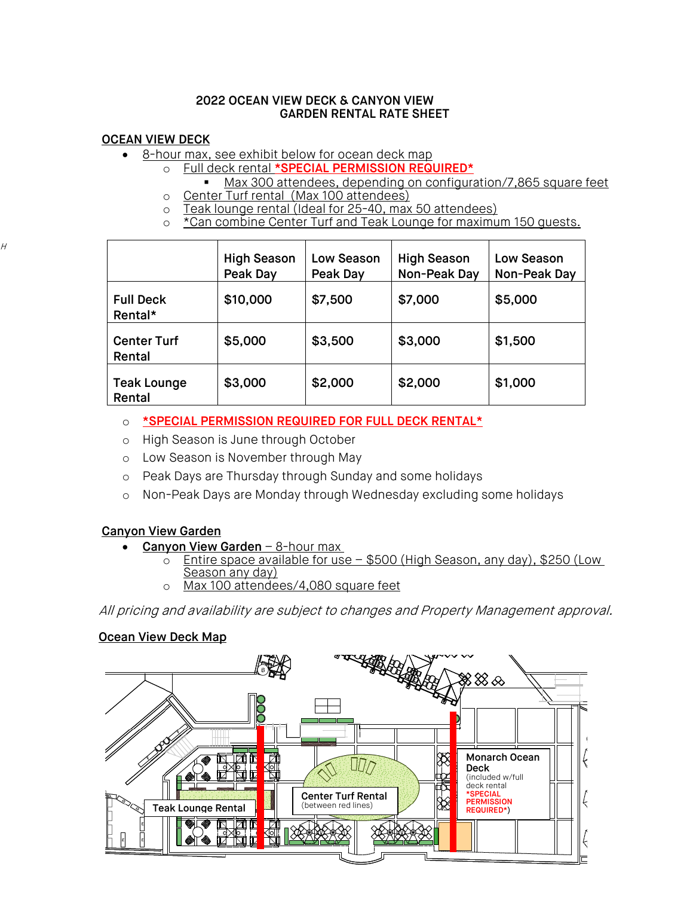# 2022 OCEAN VIEW DECK & CANYON VIEW GARDEN RENTAL RATE SHEET

## OCEAN VIEW DECK

- 8-hour max, see exhibit below for ocean deck map
  - Full deck rental ***SPECIAL PERMISSION REQUIRED***
    - Max 300 attendees, depending on configuration/7,865 square feet
  - Center Turf rental (Max 100 attendees)
  - Teak lounge rental (Ideal for 25-40, max 50 attendees)
  - *Can combine Center Turf and Teak Lounge for maximum 150 guests.

| | High Season Peak Day | Low Season Peak Day | High Season Non-Peak Day | Low Season Non-Peak Day |
|---|---|---|---|---|
| **Full Deck Rental*** | **$10,000** | **$7,500** | **$7,000** | **$5,000** |
| **Center Turf Rental** | **$5,000** | **$3,500** | **$3,000** | **$1,500** |
| **Teak Lounge Rental** | **$3,000** | **$2,000** | **$2,000** | **$1,000** |

- ***SPECIAL PERMISSION REQUIRED FOR FULL DECK RENTAL***
- High Season is June through October
- Low Season is November through May
- Peak Days are Thursday through Sunday and some holidays
- Non-Peak Days are Monday through Wednesday excluding some holidays

## Canyon View Garden

- **Canyon View Garden** – 8-hour max
  - Entire space available for use – $500 (High Season, any day), $250 (Low Season any day)
  - Max 100 attendees/4,080 square feet

*All pricing and availability are subject to changes and Property Management approval.*

## Ocean View Deck Map

Teak Lounge Rental

Center Turf Rental (between red lines)

Monarch Ocean Deck (included w/full deck rental *SPECIAL PERMISSION REQUIRED*)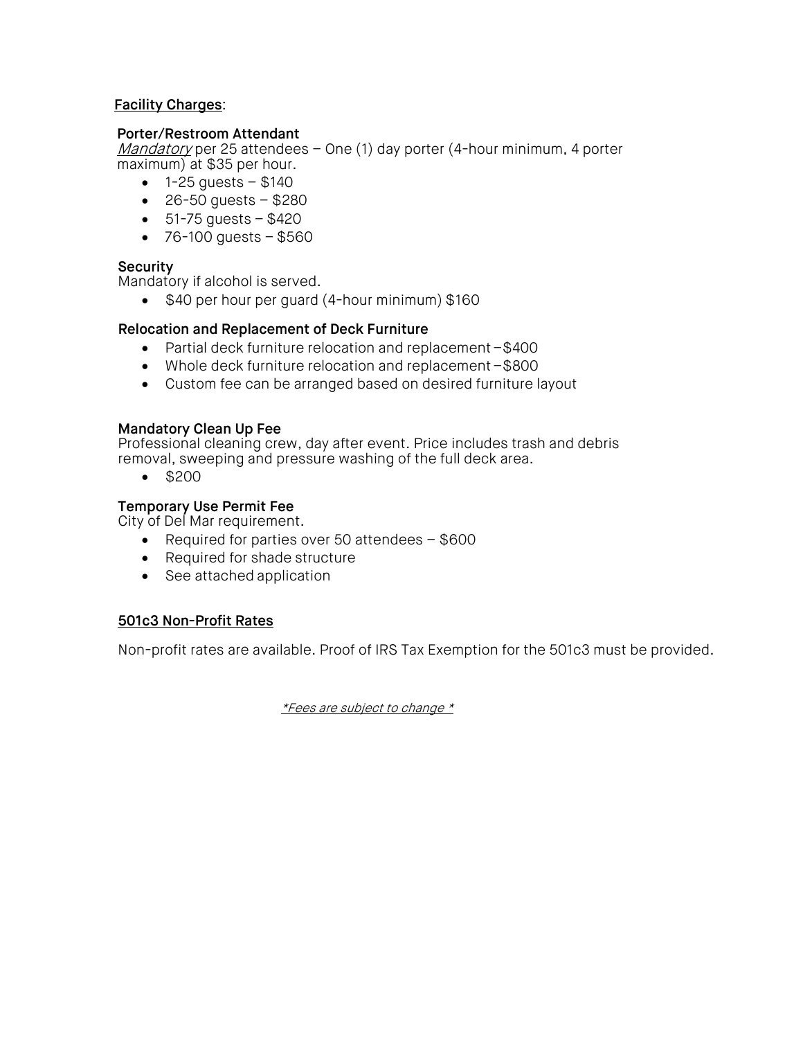**<u>Facility Charges</u>**:

**Porter/Restroom Attendant**

*<u>Mandatory</u>* per 25 attendees – One (1) day porter (4-hour minimum, 4 porter maximum) at $35 per hour.

- 1-25 guests – $140
- 26-50 guests – $280
- 51-75 guests – $420
- 76-100 guests – $560

**Security**

Mandatory if alcohol is served.

- $40 per hour per guard (4-hour minimum) $160

**Relocation and Replacement of Deck Furniture**

- Partial deck furniture relocation and replacement – $400
- Whole deck furniture relocation and replacement – $800
- Custom fee can be arranged based on desired furniture layout

**Mandatory Clean Up Fee**

Professional cleaning crew, day after event. Price includes trash and debris removal, sweeping and pressure washing of the full deck area.

- $200

**Temporary Use Permit Fee**

City of Del Mar requirement.

- Required for parties over 50 attendees – $600
- Required for shade structure
- See attached application

**<u>501c3 Non-Profit Rates</u>**

Non-profit rates are available. Proof of IRS Tax Exemption for the 501c3 must be provided.

*<u>*Fees are subject to change *</u>*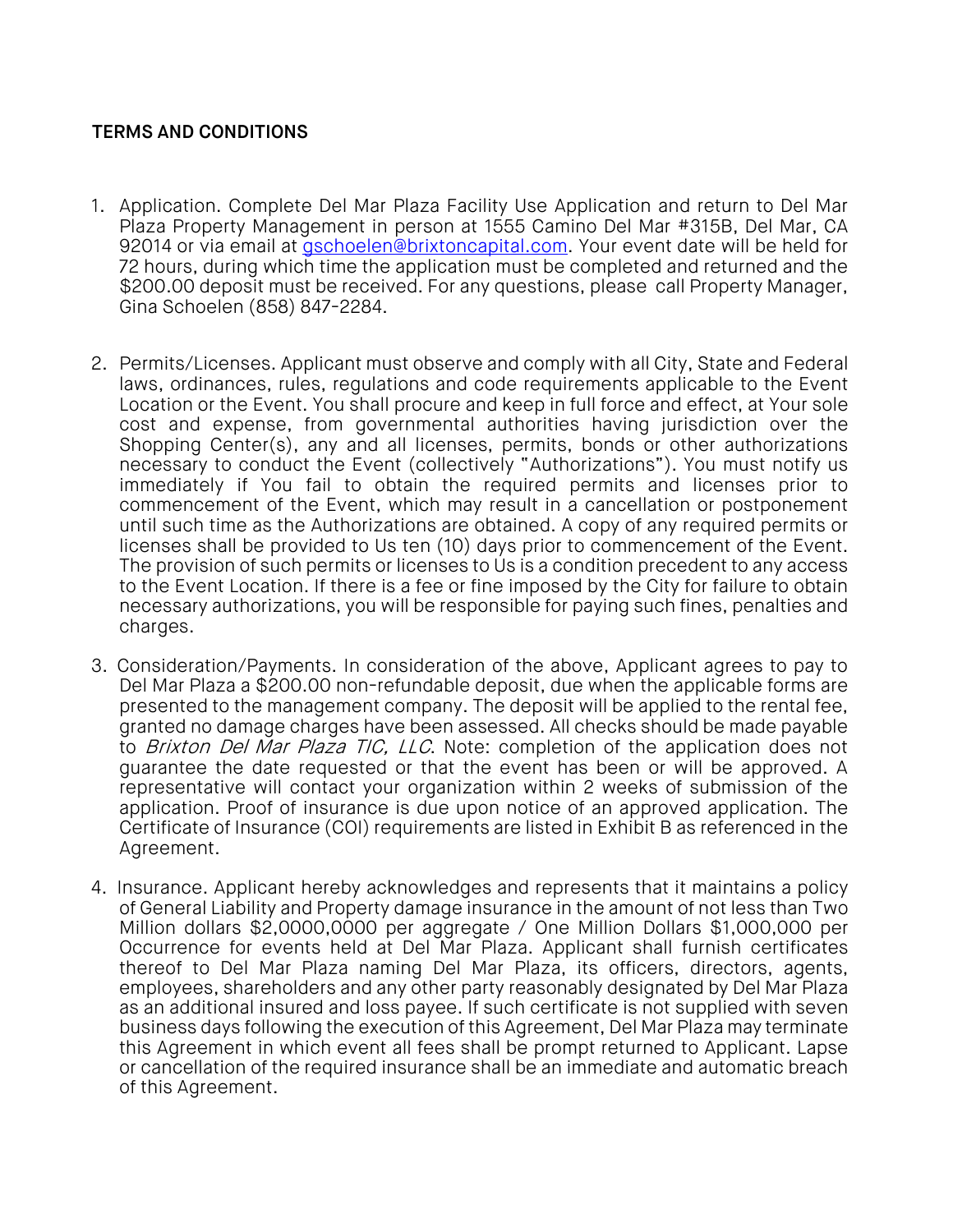**TERMS AND CONDITIONS**

1. Application. Complete Del Mar Plaza Facility Use Application and return to Del Mar Plaza Property Management in person at 1555 Camino Del Mar #315B, Del Mar, CA 92014 or via email at gschoelen@brixtoncapital.com. Your event date will be held for 72 hours, during which time the application must be completed and returned and the $200.00 deposit must be received. For any questions, please call Property Manager, Gina Schoelen (858) 847-2284.

2. Permits/Licenses. Applicant must observe and comply with all City, State and Federal laws, ordinances, rules, regulations and code requirements applicable to the Event Location or the Event. You shall procure and keep in full force and effect, at Your sole cost and expense, from governmental authorities having jurisdiction over the Shopping Center(s), any and all licenses, permits, bonds or other authorizations necessary to conduct the Event (collectively "Authorizations"). You must notify us immediately if You fail to obtain the required permits and licenses prior to commencement of the Event, which may result in a cancellation or postponement until such time as the Authorizations are obtained. A copy of any required permits or licenses shall be provided to Us ten (10) days prior to commencement of the Event. The provision of such permits or licenses to Us is a condition precedent to any access to the Event Location. If there is a fee or fine imposed by the City for failure to obtain necessary authorizations, you will be responsible for paying such fines, penalties and charges.

3. Consideration/Payments. In consideration of the above, Applicant agrees to pay to Del Mar Plaza a $200.00 non-refundable deposit, due when the applicable forms are presented to the management company. The deposit will be applied to the rental fee, granted no damage charges have been assessed. All checks should be made payable to *Brixton Del Mar Plaza TIC, LLC*. Note: completion of the application does not guarantee the date requested or that the event has been or will be approved. A representative will contact your organization within 2 weeks of submission of the application. Proof of insurance is due upon notice of an approved application. The Certificate of Insurance (COI) requirements are listed in Exhibit B as referenced in the Agreement.

4. Insurance. Applicant hereby acknowledges and represents that it maintains a policy of General Liability and Property damage insurance in the amount of not less than Two Million dollars $2,0000,0000 per aggregate / One Million Dollars $1,000,000 per Occurrence for events held at Del Mar Plaza. Applicant shall furnish certificates thereof to Del Mar Plaza naming Del Mar Plaza, its officers, directors, agents, employees, shareholders and any other party reasonably designated by Del Mar Plaza as an additional insured and loss payee. If such certificate is not supplied with seven business days following the execution of this Agreement, Del Mar Plaza may terminate this Agreement in which event all fees shall be prompt returned to Applicant. Lapse or cancellation of the required insurance shall be an immediate and automatic breach of this Agreement.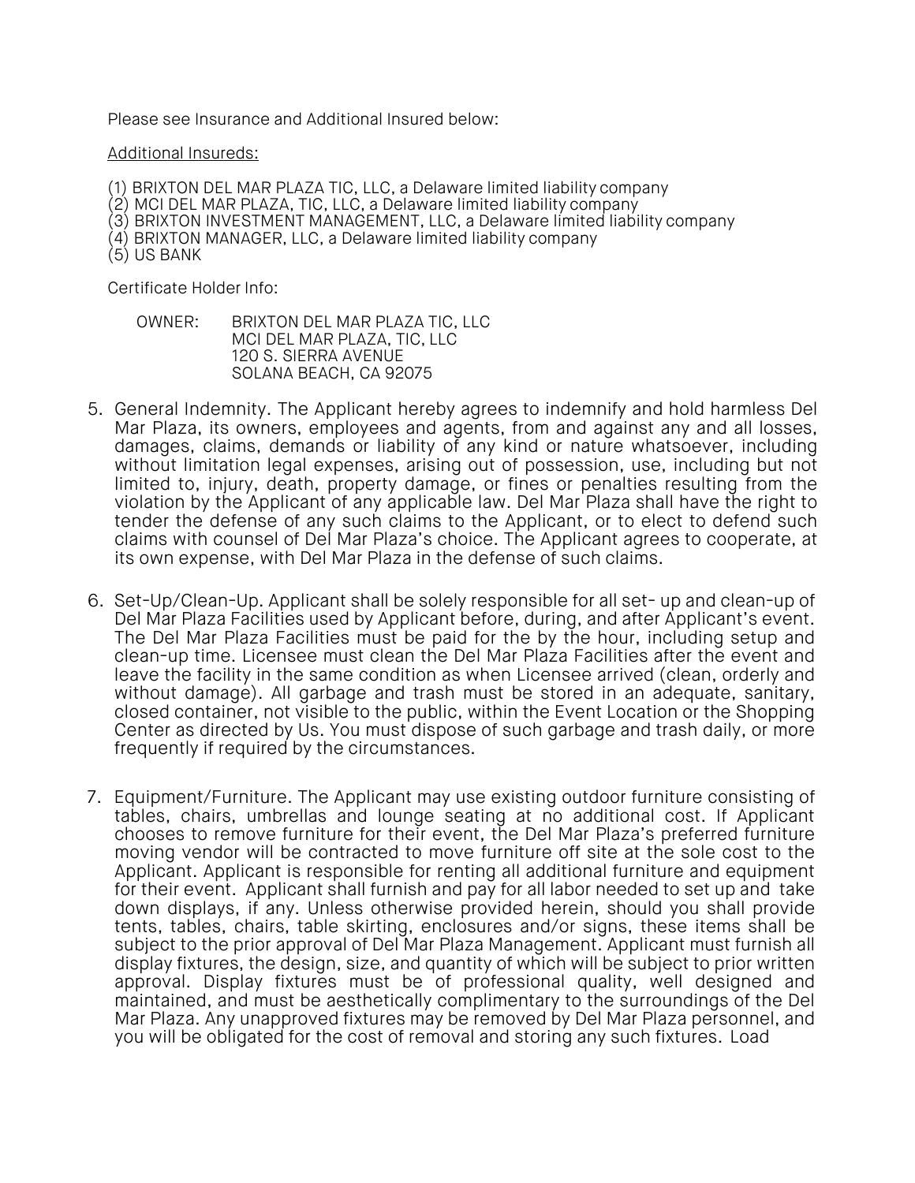Please see Insurance and Additional Insured below:

Additional Insureds:

(1) BRIXTON DEL MAR PLAZA TIC, LLC, a Delaware limited liability company
(2) MCI DEL MAR PLAZA, TIC, LLC, a Delaware limited liability company
(3) BRIXTON INVESTMENT MANAGEMENT, LLC, a Delaware limited liability company
(4) BRIXTON MANAGER, LLC, a Delaware limited liability company
(5) US BANK

Certificate Holder Info:

OWNER: BRIXTON DEL MAR PLAZA TIC, LLC
MCI DEL MAR PLAZA, TIC, LLC
120 S. SIERRA AVENUE
SOLANA BEACH, CA 92075

5. General Indemnity. The Applicant hereby agrees to indemnify and hold harmless Del Mar Plaza, its owners, employees and agents, from and against any and all losses, damages, claims, demands or liability of any kind or nature whatsoever, including without limitation legal expenses, arising out of possession, use, including but not limited to, injury, death, property damage, or fines or penalties resulting from the violation by the Applicant of any applicable law. Del Mar Plaza shall have the right to tender the defense of any such claims to the Applicant, or to elect to defend such claims with counsel of Del Mar Plaza's choice. The Applicant agrees to cooperate, at its own expense, with Del Mar Plaza in the defense of such claims.

6. Set-Up/Clean-Up. Applicant shall be solely responsible for all set- up and clean-up of Del Mar Plaza Facilities used by Applicant before, during, and after Applicant's event. The Del Mar Plaza Facilities must be paid for the by the hour, including setup and clean-up time. Licensee must clean the Del Mar Plaza Facilities after the event and leave the facility in the same condition as when Licensee arrived (clean, orderly and without damage). All garbage and trash must be stored in an adequate, sanitary, closed container, not visible to the public, within the Event Location or the Shopping Center as directed by Us. You must dispose of such garbage and trash daily, or more frequently if required by the circumstances.

7. Equipment/Furniture. The Applicant may use existing outdoor furniture consisting of tables, chairs, umbrellas and lounge seating at no additional cost. If Applicant chooses to remove furniture for their event, the Del Mar Plaza's preferred furniture moving vendor will be contracted to move furniture off site at the sole cost to the Applicant. Applicant is responsible for renting all additional furniture and equipment for their event. Applicant shall furnish and pay for all labor needed to set up and take down displays, if any. Unless otherwise provided herein, should you shall provide tents, tables, chairs, table skirting, enclosures and/or signs, these items shall be subject to the prior approval of Del Mar Plaza Management. Applicant must furnish all display fixtures, the design, size, and quantity of which will be subject to prior written approval. Display fixtures must be of professional quality, well designed and maintained, and must be aesthetically complimentary to the surroundings of the Del Mar Plaza. Any unapproved fixtures may be removed by Del Mar Plaza personnel, and you will be obligated for the cost of removal and storing any such fixtures. Load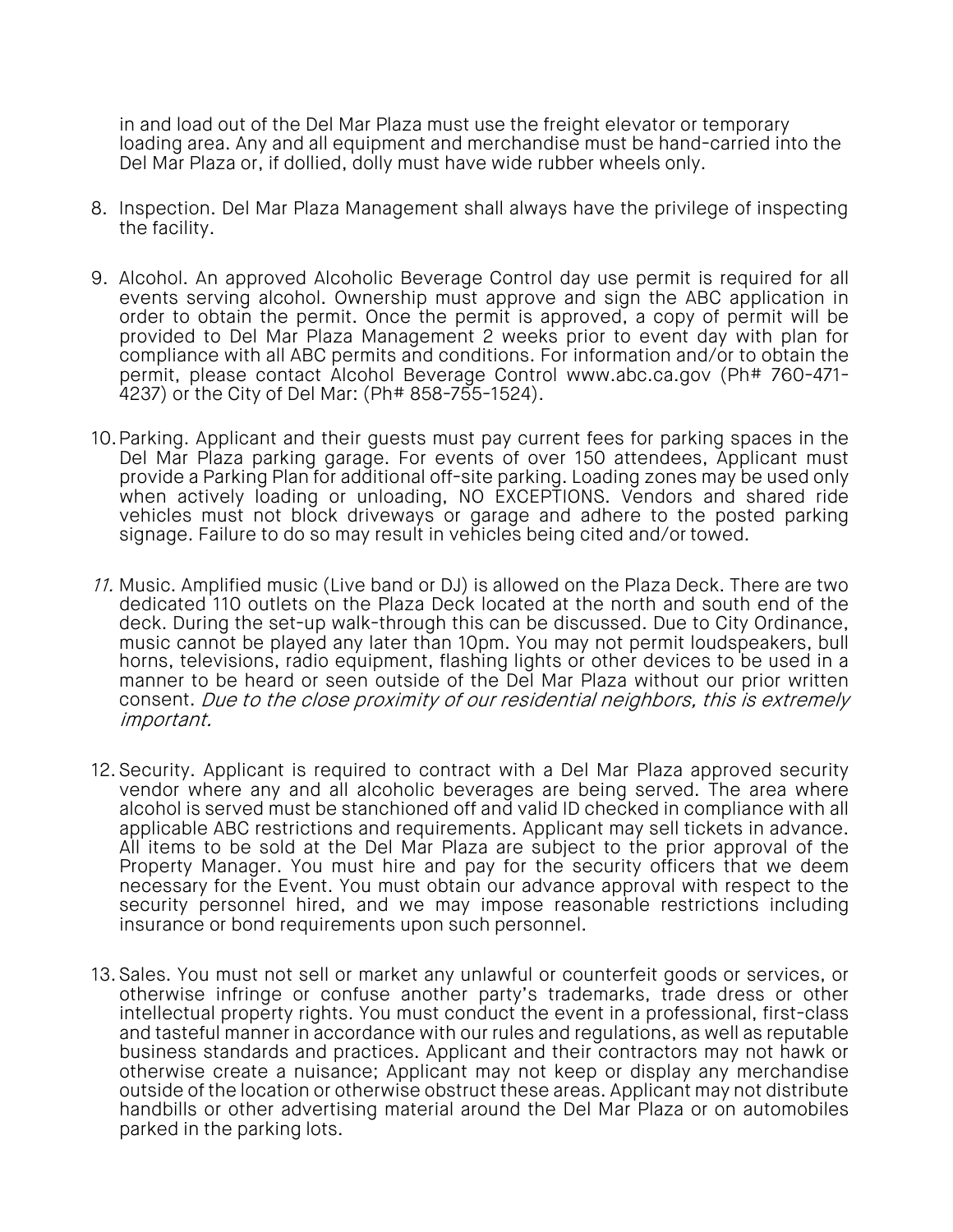in and load out of the Del Mar Plaza must use the freight elevator or temporary loading area. Any and all equipment and merchandise must be hand-carried into the Del Mar Plaza or, if dollied, dolly must have wide rubber wheels only.

8. Inspection. Del Mar Plaza Management shall always have the privilege of inspecting the facility.

9. Alcohol. An approved Alcoholic Beverage Control day use permit is required for all events serving alcohol. Ownership must approve and sign the ABC application in order to obtain the permit. Once the permit is approved, a copy of permit will be provided to Del Mar Plaza Management 2 weeks prior to event day with plan for compliance with all ABC permits and conditions. For information and/or to obtain the permit, please contact Alcohol Beverage Control www.abc.ca.gov (Ph# 760-471-4237) or the City of Del Mar: (Ph# 858-755-1524).

10. Parking. Applicant and their guests must pay current fees for parking spaces in the Del Mar Plaza parking garage. For events of over 150 attendees, Applicant must provide a Parking Plan for additional off-site parking. Loading zones may be used only when actively loading or unloading, NO EXCEPTIONS. Vendors and shared ride vehicles must not block driveways or garage and adhere to the posted parking signage. Failure to do so may result in vehicles being cited and/or towed.

11. Music. Amplified music (Live band or DJ) is allowed on the Plaza Deck. There are two dedicated 110 outlets on the Plaza Deck located at the north and south end of the deck. During the set-up walk-through this can be discussed. Due to City Ordinance, music cannot be played any later than 10pm. You may not permit loudspeakers, bull horns, televisions, radio equipment, flashing lights or other devices to be used in a manner to be heard or seen outside of the Del Mar Plaza without our prior written consent. *Due to the close proximity of our residential neighbors, this is extremely important.*

12. Security. Applicant is required to contract with a Del Mar Plaza approved security vendor where any and all alcoholic beverages are being served. The area where alcohol is served must be stanchioned off and valid ID checked in compliance with all applicable ABC restrictions and requirements. Applicant may sell tickets in advance. All items to be sold at the Del Mar Plaza are subject to the prior approval of the Property Manager. You must hire and pay for the security officers that we deem necessary for the Event. You must obtain our advance approval with respect to the security personnel hired, and we may impose reasonable restrictions including insurance or bond requirements upon such personnel.

13. Sales. You must not sell or market any unlawful or counterfeit goods or services, or otherwise infringe or confuse another party's trademarks, trade dress or other intellectual property rights. You must conduct the event in a professional, first-class and tasteful manner in accordance with our rules and regulations, as well as reputable business standards and practices. Applicant and their contractors may not hawk or otherwise create a nuisance; Applicant may not keep or display any merchandise outside of the location or otherwise obstruct these areas. Applicant may not distribute handbills or other advertising material around the Del Mar Plaza or on automobiles parked in the parking lots.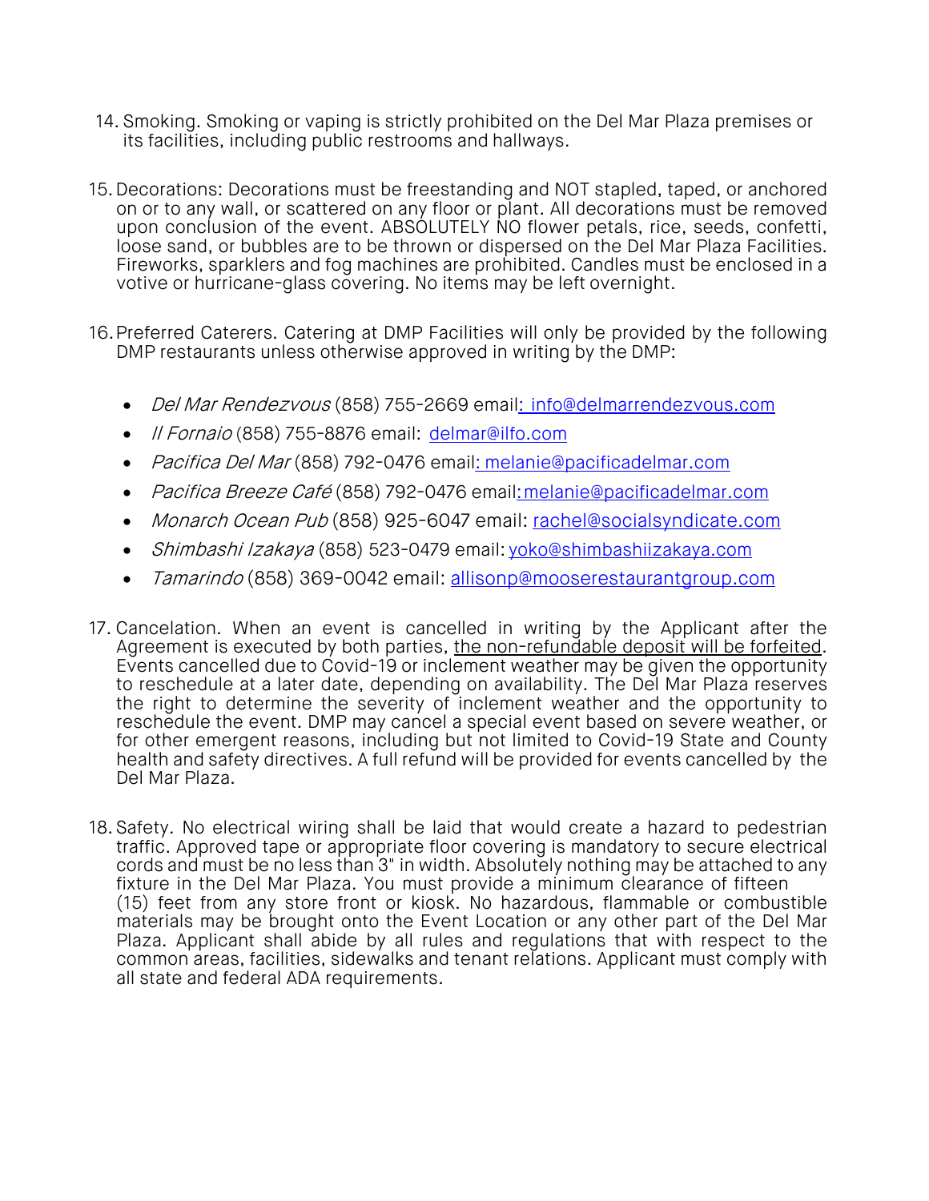14. Smoking. Smoking or vaping is strictly prohibited on the Del Mar Plaza premises or its facilities, including public restrooms and hallways.

15. Decorations: Decorations must be freestanding and NOT stapled, taped, or anchored on or to any wall, or scattered on any floor or plant. All decorations must be removed upon conclusion of the event. ABSOLUTELY NO flower petals, rice, seeds, confetti, loose sand, or bubbles are to be thrown or dispersed on the Del Mar Plaza Facilities. Fireworks, sparklers and fog machines are prohibited. Candles must be enclosed in a votive or hurricane-glass covering. No items may be left overnight.

16. Preferred Caterers. Catering at DMP Facilities will only be provided by the following DMP restaurants unless otherwise approved in writing by the DMP:

    - *Del Mar Rendezvous* (858) 755-2669 email: info@delmarrendezvous.com
    - *Il Fornaio* (858) 755-8876 email: delmar@ilfo.com
    - *Pacifica Del Mar* (858) 792-0476 email: melanie@pacificadelmar.com
    - *Pacifica Breeze Café* (858) 792-0476 email: melanie@pacificadelmar.com
    - *Monarch Ocean Pub* (858) 925-6047 email: rachel@socialsyndicate.com
    - *Shimbashi Izakaya* (858) 523-0479 email: yoko@shimbashiizakaya.com
    - *Tamarindo* (858) 369-0042 email: allisonp@mooserestaurantgroup.com

17. Cancelation. When an event is cancelled in writing by the Applicant after the Agreement is executed by both parties, the non-refundable deposit will be forfeited. Events cancelled due to Covid-19 or inclement weather may be given the opportunity to reschedule at a later date, depending on availability. The Del Mar Plaza reserves the right to determine the severity of inclement weather and the opportunity to reschedule the event. DMP may cancel a special event based on severe weather, or for other emergent reasons, including but not limited to Covid-19 State and County health and safety directives. A full refund will be provided for events cancelled by the Del Mar Plaza.

18. Safety. No electrical wiring shall be laid that would create a hazard to pedestrian traffic. Approved tape or appropriate floor covering is mandatory to secure electrical cords and must be no less than 3" in width. Absolutely nothing may be attached to any fixture in the Del Mar Plaza. You must provide a minimum clearance of fifteen (15) feet from any store front or kiosk. No hazardous, flammable or combustible materials may be brought onto the Event Location or any other part of the Del Mar Plaza. Applicant shall abide by all rules and regulations that with respect to the common areas, facilities, sidewalks and tenant relations. Applicant must comply with all state and federal ADA requirements.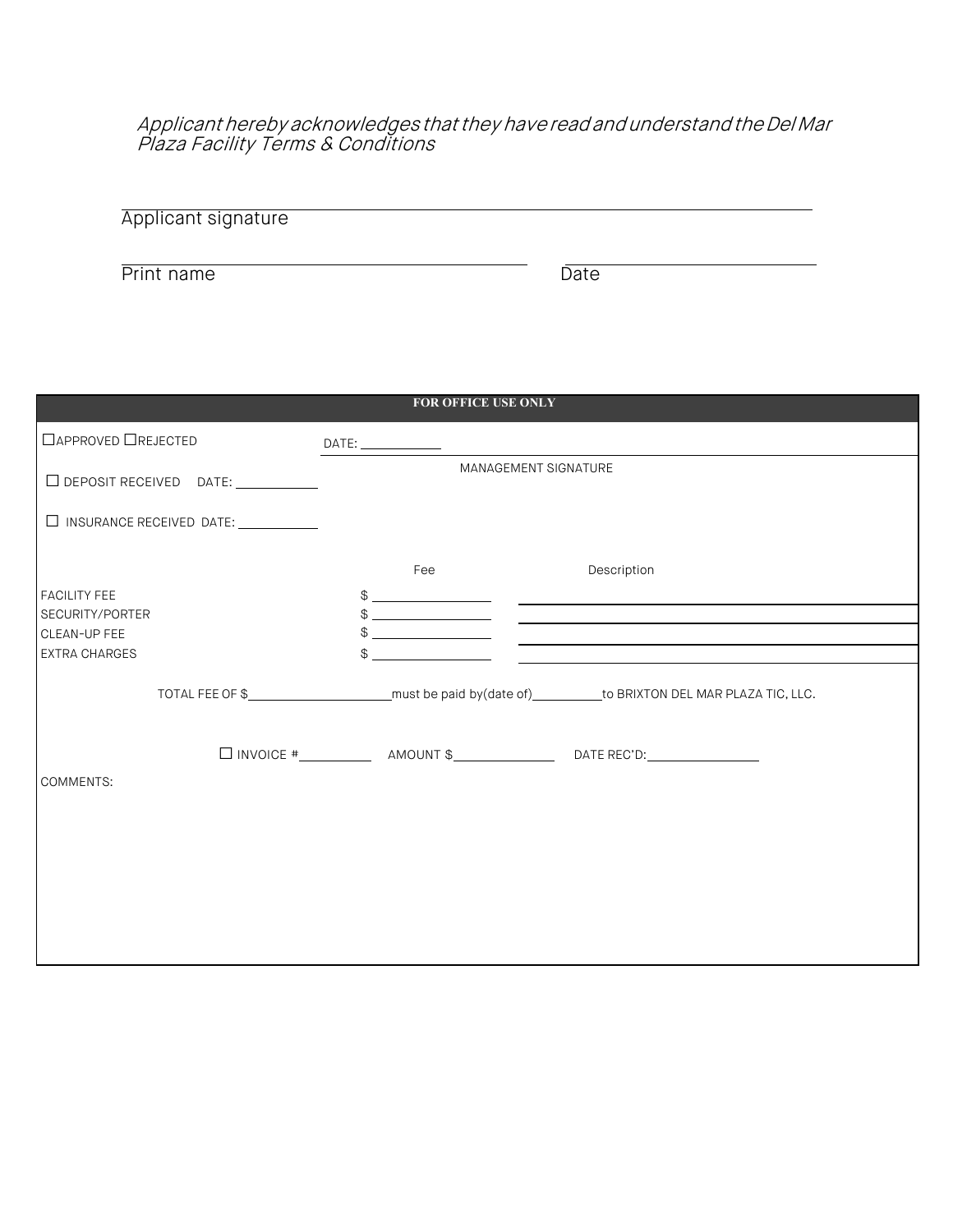*Applicant hereby acknowledges that they have read and understand the Del Mar Plaza Facility Terms & Conditions*

Applicant signature ______________________________________________

Print name ______________________________ Date ____________________

| FOR OFFICE USE ONLY | | |
|---|---|---|
| ☐ APPROVED ☐ REJECTED | DATE: __________ | |
| ☐ DEPOSIT RECEIVED DATE: __________ | MANAGEMENT SIGNATURE | |
| ☐ INSURANCE RECEIVED DATE: __________ | | |
| | Fee | Description |
| FACILITY FEE | $ __________ | __________ |
| SECURITY/PORTER | $ __________ | __________ |
| CLEAN-UP FEE | $ __________ | __________ |
| EXTRA CHARGES | $ __________ | __________ |

TOTAL FEE OF $__________ must be paid by(date of)__________ to BRIXTON DEL MAR PLAZA TIC, LLC.

☐ INVOICE #__________ AMOUNT $__________ DATE REC'D:__________

COMMENTS: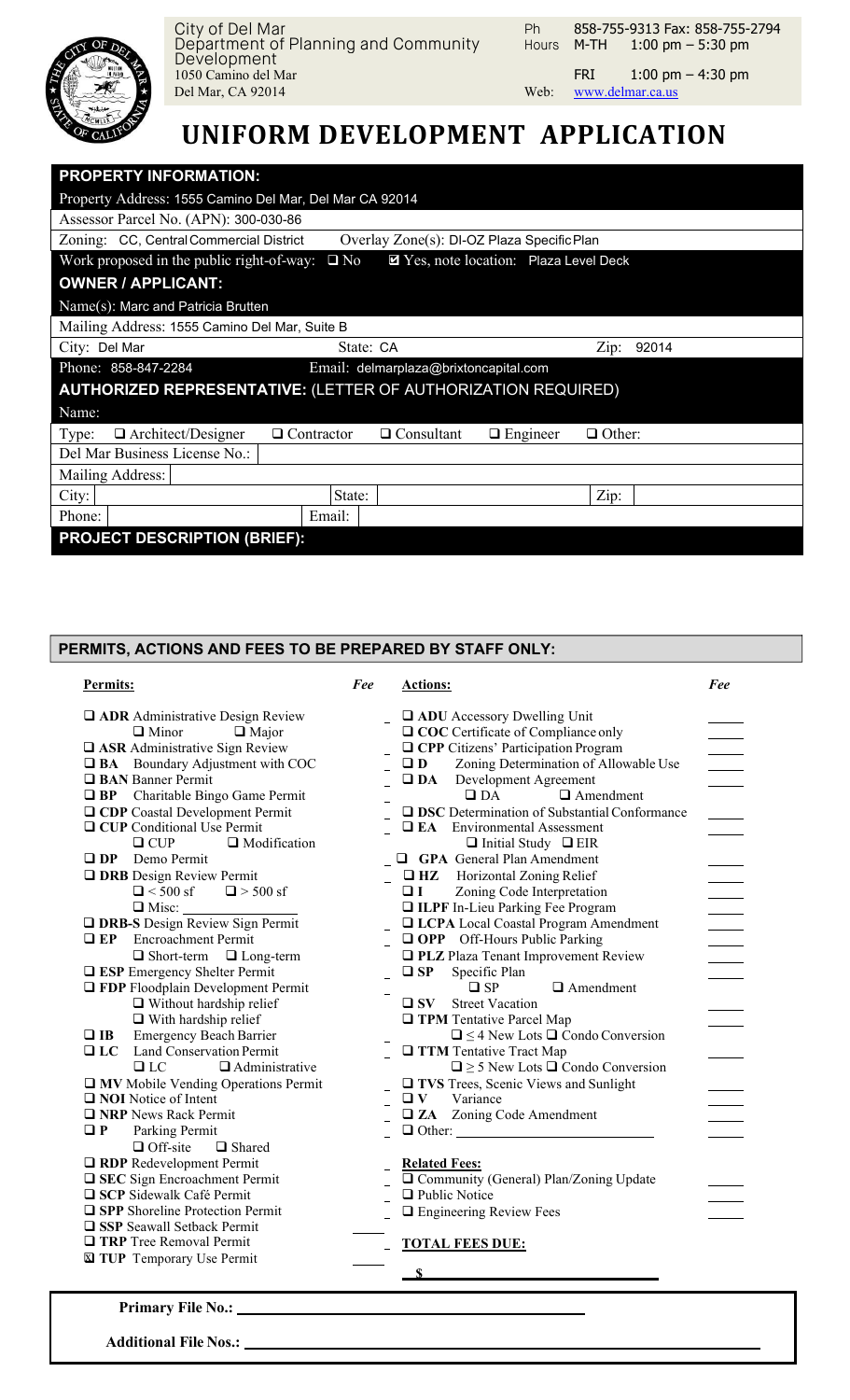City of Del Mar
Department of Planning and Community Development
1050 Camino del Mar
Del Mar, CA 92014

Ph 858-755-9313 Fax: 858-755-2794
Hours M-TH 1:00 pm – 5:30 pm
FRI 1:00 pm – 4:30 pm
Web: www.delmar.ca.us

# UNIFORM DEVELOPMENT APPLICATION

| **PROPERTY INFORMATION:** | | |
|---|---|---|
| Property Address: 1555 Camino Del Mar, Del Mar CA 92014 | | |
| Assessor Parcel No. (APN): 300-030-86 | | |
| Zoning: CC, Central Commercial District | Overlay Zone(s): DI-OZ Plaza Specific Plan | |
| Work proposed in the public right-of-way: ☐ No | ☑ Yes, note location: Plaza Level Deck | |
| **OWNER / APPLICANT:** | | |
| Name(s): Marc and Patricia Brutten | | |
| Mailing Address: 1555 Camino Del Mar, Suite B | | |
| City: Del Mar | State: CA | Zip: 92014 |
| Phone: 858-847-2284 | Email: delmarplaza@brixtoncapital.com | |
| **AUTHORIZED REPRESENTATIVE:** (LETTER OF AUTHORIZATION REQUIRED) | | |
| Name: | | |
| Type: ☐ Architect/Designer ☐ Contractor ☐ Consultant ☐ Engineer ☐ Other: | | |
| Del Mar Business License No.: | | |
| Mailing Address: | | |
| City: | State: | Zip: |
| Phone: | Email: | |
| **PROJECT DESCRIPTION (BRIEF):** | | |

## PERMITS, ACTIONS AND FEES TO BE PREPARED BY STAFF ONLY:

**Permits:** *Fee*

- ☐ **ADR** Administrative Design Review
  - ☐ Minor ☐ Major
- ☐ **ASR** Administrative Sign Review
- ☐ **BA** Boundary Adjustment with COC
- ☐ **BAN** Banner Permit
- ☐ **BP** Charitable Bingo Game Permit
- ☐ **CDP** Coastal Development Permit
- ☐ **CUP** Conditional Use Permit
  - ☐ CUP ☐ Modification
- ☐ **DP** Demo Permit
- ☐ **DRB** Design Review Permit
  - ☐ < 500 sf ☐ > 500 sf
  - ☐ Misc: ______
- ☐ **DRB-S** Design Review Sign Permit
- ☐ **EP** Encroachment Permit
  - ☐ Short-term ☐ Long-term
- ☐ **ESP** Emergency Shelter Permit
- ☐ **FDP** Floodplain Development Permit
  - ☐ Without hardship relief
  - ☐ With hardship relief
- ☐ **IB** Emergency Beach Barrier
- ☐ **LC** Land Conservation Permit
  - ☐ LC ☐ Administrative
- ☐ **MV** Mobile Vending Operations Permit
- ☐ **NOI** Notice of Intent
- ☐ **NRP** News Rack Permit
- ☐ **P** Parking Permit
  - ☐ Off-site ☐ Shared
- ☐ **RDP** Redevelopment Permit
- ☐ **SEC** Sign Encroachment Permit
- ☐ **SCP** Sidewalk Café Permit
- ☐ **SPP** Shoreline Protection Permit
- ☐ **SSP** Seawall Setback Permit
- ☐ **TRP** Tree Removal Permit
- ☒ **TUP** Temporary Use Permit

**Actions:** *Fee*

- ☐ **ADU** Accessory Dwelling Unit
- ☐ **COC** Certificate of Compliance only
- ☐ **CPP** Citizens' Participation Program
- ☐ **D** Zoning Determination of Allowable Use
- ☐ **DA** Development Agreement
  - ☐ DA ☐ Amendment
- ☐ **DSC** Determination of Substantial Conformance
- ☐ **EA** Environmental Assessment
  - ☐ Initial Study ☐ EIR
- ☐ **GPA** General Plan Amendment
- ☐ **HZ** Horizontal Zoning Relief
- ☐ **I** Zoning Code Interpretation
- ☐ **ILPF** In-Lieu Parking Fee Program
- ☐ **LCPA** Local Coastal Program Amendment
- ☐ **OPP** Off-Hours Public Parking
- ☐ **PLZ** Plaza Tenant Improvement Review
- ☐ **SP** Specific Plan
  - ☐ SP ☐ Amendment
- ☐ **SV** Street Vacation
- ☐ **TPM** Tentative Parcel Map
  - ☐ ≤ 4 New Lots ☐ Condo Conversion
- ☐ **TTM** Tentative Tract Map
  - ☐ ≥ 5 New Lots ☐ Condo Conversion
- ☐ **TVS** Trees, Scenic Views and Sunlight
- ☐ **V** Variance
- ☐ **ZA** Zoning Code Amendment
- ☐ Other: ______

**Related Fees:**

- ☐ Community (General) Plan/Zoning Update
- ☐ Public Notice
- ☐ Engineering Review Fees

**TOTAL FEES DUE:**

**$** ______

**Primary File No.:** ______

**Additional File Nos.:** ______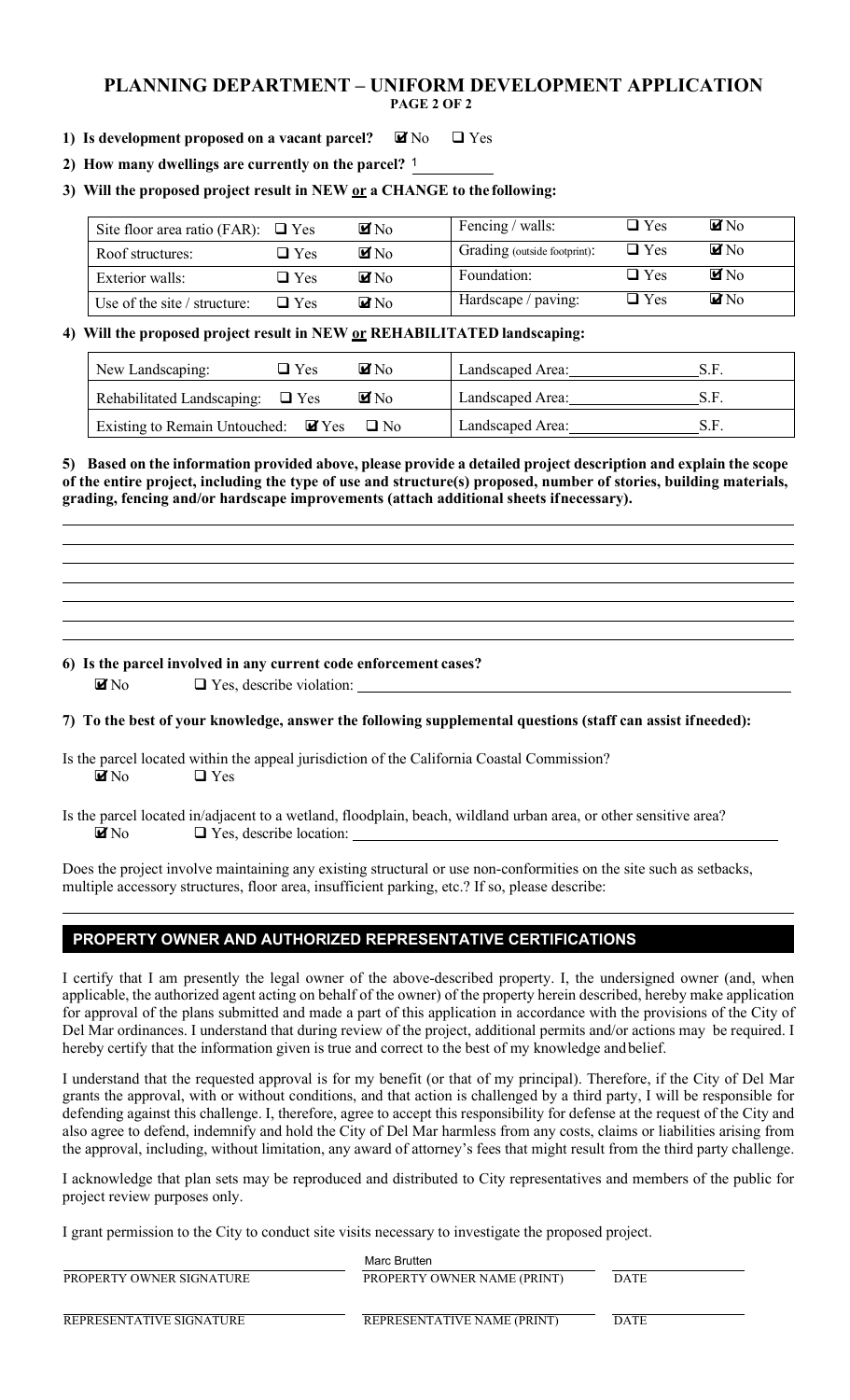# PLANNING DEPARTMENT – UNIFORM DEVELOPMENT APPLICATION

**PAGE 2 OF 2**

**1) Is development proposed on a vacant parcel?** ☑ No ☐ Yes

**2) How many dwellings are currently on the parcel?** 1

**3) Will the proposed project result in NEW or a CHANGE to the following:**

| | | | | | |
|---|---|---|---|---|---|
| Site floor area ratio (FAR): | ☐ Yes | ☑ No | Fencing / walls: | ☐ Yes | ☑ No |
| Roof structures: | ☐ Yes | ☑ No | Grading (outside footprint): | ☐ Yes | ☑ No |
| Exterior walls: | ☐ Yes | ☑ No | Foundation: | ☐ Yes | ☑ No |
| Use of the site / structure: | ☐ Yes | ☑ No | Hardscape / paving: | ☐ Yes | ☑ No |

**4) Will the proposed project result in NEW or REHABILITATED landscaping:**

| | | | |
|---|---|---|---|
| New Landscaping: | ☐ Yes | ☑ No | Landscaped Area: _______ S.F. |
| Rehabilitated Landscaping: | ☐ Yes | ☑ No | Landscaped Area: _______ S.F. |
| Existing to Remain Untouched: | ☑ Yes | ☐ No | Landscaped Area: _______ S.F. |

**5) Based on the information provided above, please provide a detailed project description and explain the scope of the entire project, including the type of use and structure(s) proposed, number of stories, building materials, grading, fencing and/or hardscape improvements (attach additional sheets if necessary).**

**6) Is the parcel involved in any current code enforcement cases?**

☑ No ☐ Yes, describe violation: ____________

**7) To the best of your knowledge, answer the following supplemental questions (staff can assist if needed):**

Is the parcel located within the appeal jurisdiction of the California Coastal Commission?

☑ No ☐ Yes

Is the parcel located in/adjacent to a wetland, floodplain, beach, wildland urban area, or other sensitive area?

☑ No ☐ Yes, describe location: ____________

Does the project involve maintaining any existing structural or use non-conformities on the site such as setbacks, multiple accessory structures, floor area, insufficient parking, etc.? If so, please describe:

## PROPERTY OWNER AND AUTHORIZED REPRESENTATIVE CERTIFICATIONS

I certify that I am presently the legal owner of the above-described property. I, the undersigned owner (and, when applicable, the authorized agent acting on behalf of the owner) of the property herein described, hereby make application for approval of the plans submitted and made a part of this application in accordance with the provisions of the City of Del Mar ordinances. I understand that during review of the project, additional permits and/or actions may be required. I hereby certify that the information given is true and correct to the best of my knowledge and belief.

I understand that the requested approval is for my benefit (or that of my principal). Therefore, if the City of Del Mar grants the approval, with or without conditions, and that action is challenged by a third party, I will be responsible for defending against this challenge. I, therefore, agree to accept this responsibility for defense at the request of the City and also agree to defend, indemnify and hold the City of Del Mar harmless from any costs, claims or liabilities arising from the approval, including, without limitation, any award of attorney's fees that might result from the third party challenge.

I acknowledge that plan sets may be reproduced and distributed to City representatives and members of the public for project review purposes only.

I grant permission to the City to conduct site visits necessary to investigate the proposed project.

| | | |
|---|---|---|
| | Marc Brutten | |
| PROPERTY OWNER SIGNATURE | PROPERTY OWNER NAME (PRINT) | DATE |
| | | |
| REPRESENTATIVE SIGNATURE | REPRESENTATIVE NAME (PRINT) | DATE |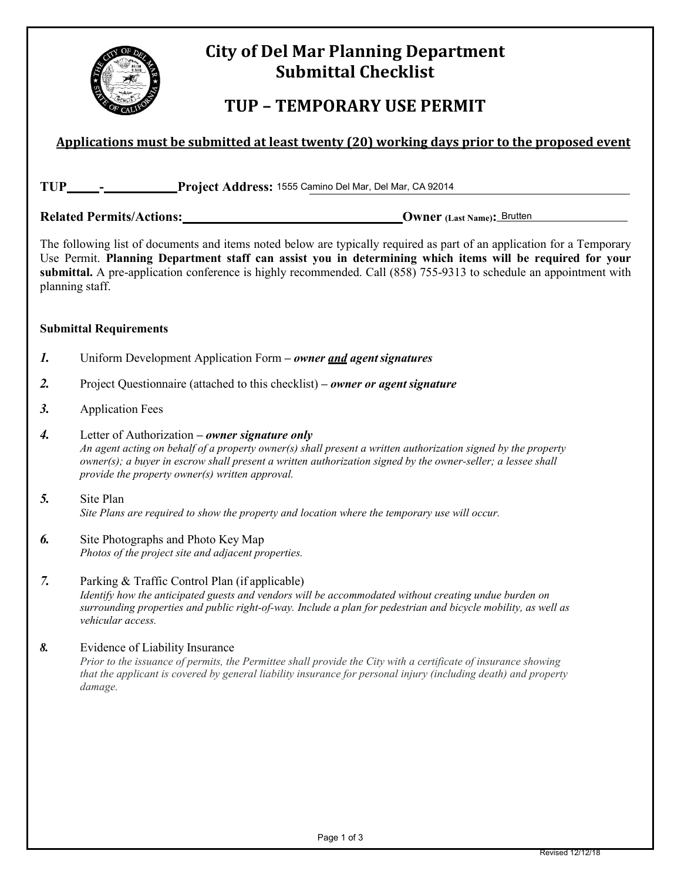# City of Del Mar Planning Department
## Submittal Checklist

## TUP – TEMPORARY USE PERMIT

**Applications must be submitted at least twenty (20) working days prior to the proposed event**

**TUP\_\_\_\_\_-\_\_\_\_\_\_\_\_\_\_\_ Project Address:** 1555 Camino Del Mar, Del Mar, CA 92014

**Related Permits/Actions:** \_\_\_\_\_\_\_\_\_\_\_\_\_\_\_\_\_\_\_\_ **Owner (Last Name):** Brutten

The following list of documents and items noted below are typically required as part of an application for a Temporary Use Permit. **Planning Department staff can assist you in determining which items will be required for your submittal.** A pre-application conference is highly recommended. Call (858) 755-9313 to schedule an appointment with planning staff.

**Submittal Requirements**

1. Uniform Development Application Form – ***owner and agent signatures***

2. Project Questionnaire (attached to this checklist) – ***owner or agent signature***

3. Application Fees

4. Letter of Authorization – ***owner signature only***
   *An agent acting on behalf of a property owner(s) shall present a written authorization signed by the property owner(s); a buyer in escrow shall present a written authorization signed by the owner-seller; a lessee shall provide the property owner(s) written approval.*

5. Site Plan
   *Site Plans are required to show the property and location where the temporary use will occur.*

6. Site Photographs and Photo Key Map
   *Photos of the project site and adjacent properties.*

7. Parking & Traffic Control Plan (if applicable)
   *Identify how the anticipated guests and vendors will be accommodated without creating undue burden on surrounding properties and public right-of-way. Include a plan for pedestrian and bicycle mobility, as well as vehicular access.*

8. Evidence of Liability Insurance
   *Prior to the issuance of permits, the Permittee shall provide the City with a certificate of insurance showing that the applicant is covered by general liability insurance for personal injury (including death) and property damage.*

Revised 12/12/18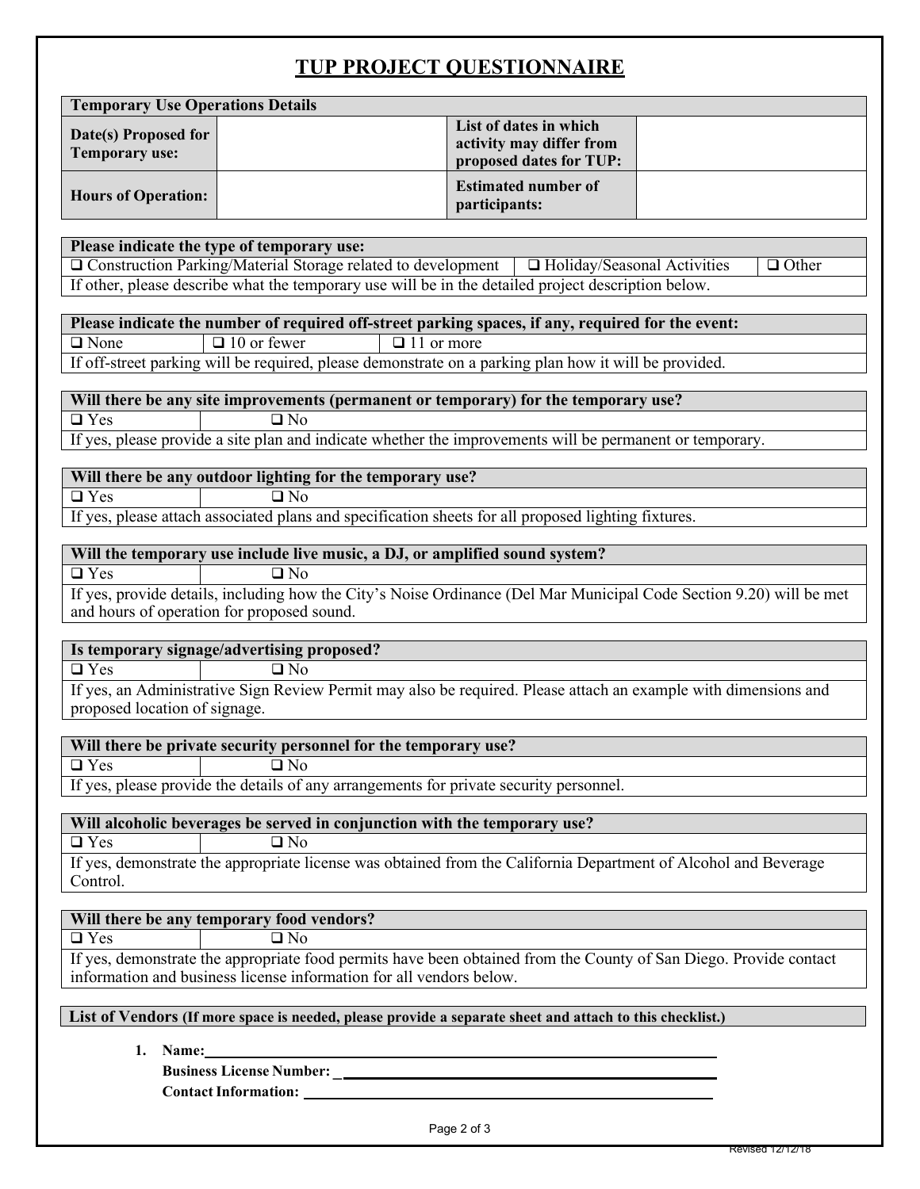# TUP PROJECT QUESTIONNAIRE

| Temporary Use Operations Details | | | |
|---|---|---|---|
| **Date(s) Proposed for Temporary use:** | | **List of dates in which activity may differ from proposed dates for TUP:** | |
| **Hours of Operation:** | | **Estimated number of participants:** | |

| Please indicate the type of temporary use: | | |
|---|---|---|
| ❑ Construction Parking/Material Storage related to development | ❑ Holiday/Seasonal Activities | ❑ Other |
| If other, please describe what the temporary use will be in the detailed project description below. | | |

| Please indicate the number of required off-street parking spaces, if any, required for the event: | | |
|---|---|---|
| ❑ None | ❑ 10 or fewer | ❑ 11 or more |
| If off-street parking will be required, please demonstrate on a parking plan how it will be provided. | | |

| Will there be any site improvements (permanent or temporary) for the temporary use? | |
|---|---|
| ❑ Yes | ❑ No |
| If yes, please provide a site plan and indicate whether the improvements will be permanent or temporary. | |

| Will there be any outdoor lighting for the temporary use? | |
|---|---|
| ❑ Yes | ❑ No |
| If yes, please attach associated plans and specification sheets for all proposed lighting fixtures. | |

| Will the temporary use include live music, a DJ, or amplified sound system? | |
|---|---|
| ❑ Yes | ❑ No |
| If yes, provide details, including how the City's Noise Ordinance (Del Mar Municipal Code Section 9.20) will be met and hours of operation for proposed sound. | |

| Is temporary signage/advertising proposed? | |
|---|---|
| ❑ Yes | ❑ No |
| If yes, an Administrative Sign Review Permit may also be required. Please attach an example with dimensions and proposed location of signage. | |

| Will there be private security personnel for the temporary use? | |
|---|---|
| ❑ Yes | ❑ No |
| If yes, please provide the details of any arrangements for private security personnel. | |

| Will alcoholic beverages be served in conjunction with the temporary use? | |
|---|---|
| ❑ Yes | ❑ No |
| If yes, demonstrate the appropriate license was obtained from the California Department of Alcohol and Beverage Control. | |

| Will there be any temporary food vendors? | |
|---|---|
| ❑ Yes | ❑ No |
| If yes, demonstrate the appropriate food permits have been obtained from the County of San Diego. Provide contact information and business license information for all vendors below. | |

**List of Vendors (If more space is needed, please provide a separate sheet and attach to this checklist.)**

1. **Name:** ______________________________
   **Business License Number:** ______________________________
   **Contact Information:** ______________________________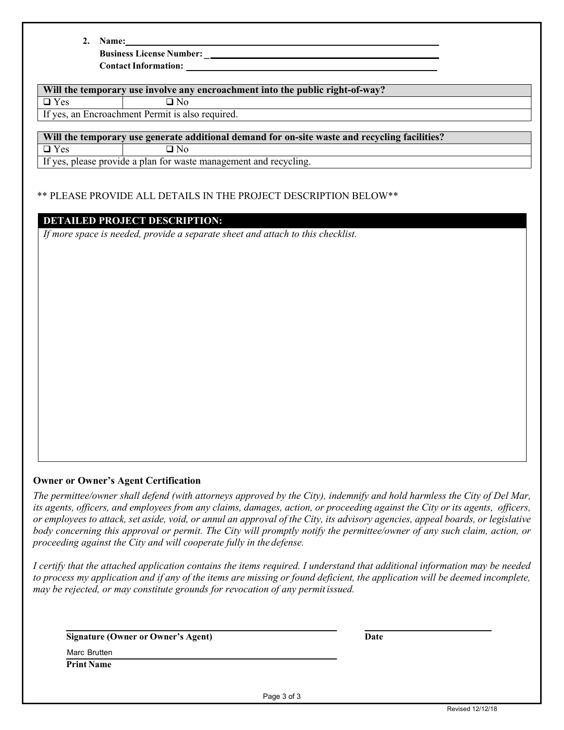2. **Name:** \_\_\_\_\_\_\_\_\_\_\_\_\_\_\_\_\_\_\_\_\_\_\_\_\_\_\_\_\_\_\_\_\_\_\_\_

   **Business License Number:** \_\_\_\_\_\_\_\_\_\_\_\_\_\_\_\_\_\_\_\_\_\_\_\_\_\_\_\_\_\_\_\_\_\_\_\_

   **Contact Information:** \_\_\_\_\_\_\_\_\_\_\_\_\_\_\_\_\_\_\_\_\_\_\_\_\_\_\_\_\_\_\_\_\_\_\_\_

| **Will the temporary use involve any encroachment into the public right-of-way?** | |
|---|---|
| ❑ Yes | ❑ No |
| If yes, an Encroachment Permit is also required. | |

| **Will the temporary use generate additional demand for on-site waste and recycling facilities?** | |
|---|---|
| ❑ Yes | ❑ No |
| If yes, please provide a plan for waste management and recycling. | |

** PLEASE PROVIDE ALL DETAILS IN THE PROJECT DESCRIPTION BELOW**

## DETAILED PROJECT DESCRIPTION:

*If more space is needed, provide a separate sheet and attach to this checklist.*

### Owner or Owner's Agent Certification

*The permittee/owner shall defend (with attorneys approved by the City), indemnify and hold harmless the City of Del Mar, its agents, officers, and employees from any claims, damages, action, or proceeding against the City or its agents, officers, or employees to attack, set aside, void, or annul an approval of the City, its advisory agencies, appeal boards, or legislative body concerning this approval or permit. The City will promptly notify the permittee/owner of any such claim, action, or proceeding against the City and will cooperate fully in the defense.*

*I certify that the attached application contains the items required. I understand that additional information may be needed to process my application and if any of the items are missing or found deficient, the application will be deemed incomplete, may be rejected, or may constitute grounds for revocation of any permit issued.*

\_\_\_\_\_\_\_\_\_\_\_\_\_\_\_\_\_\_\_\_\_\_\_\_\_\_\_\_\_\_\_\_\_\_\_\_ \_\_\_\_\_\_\_\_\_\_\_\_\_\_\_\_\_\_\_\_

**Signature (Owner or Owner's Agent)** **Date**

Marc Brutten

**Print Name**

Revised 12/12/18